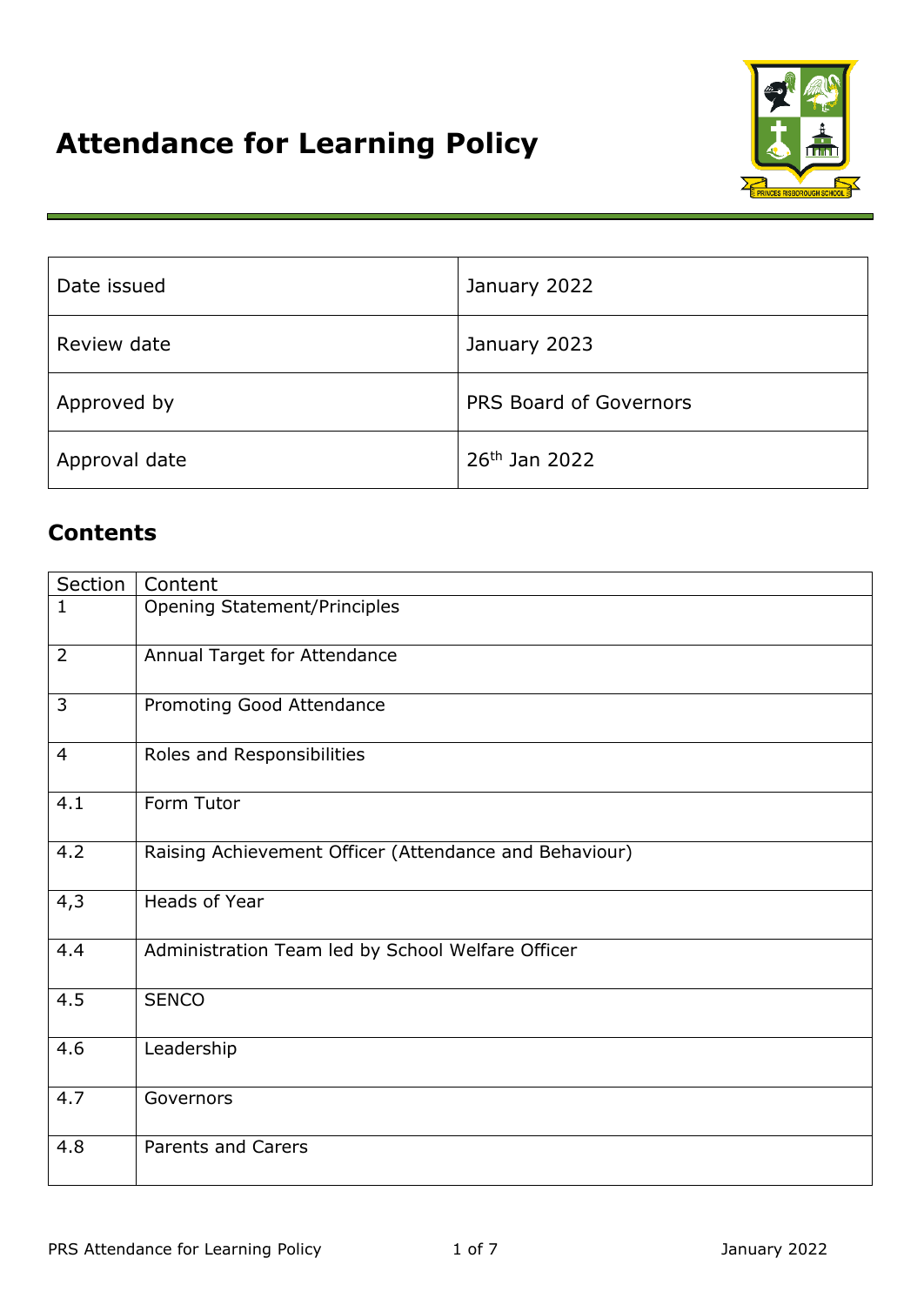# Attendance for Learning Policy

| Date issued | January 2022 |
|---|---|
| Review date | January 2023 |
| Approved by | PRS Board of Governors |
| Approval date | 26th Jan 2022 |

## Contents

| Section | Content |
|---|---|
| 1 | Opening Statement/Principles |
| 2 | Annual Target for Attendance |
| 3 | Promoting Good Attendance |
| 4 | Roles and Responsibilities |
| 4.1 | Form Tutor |
| 4.2 | Raising Achievement Officer (Attendance and Behaviour) |
| 4,3 | Heads of Year |
| 4.4 | Administration Team led by School Welfare Officer |
| 4.5 | SENCO |
| 4.6 | Leadership |
| 4.7 | Governors |
| 4.8 | Parents and Carers |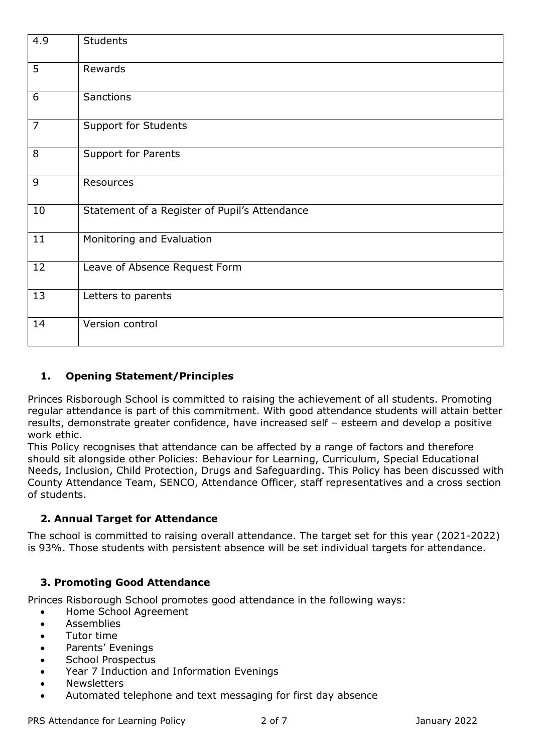| | |
|---|---|
| 4.9 | Students |
| 5 | Rewards |
| 6 | Sanctions |
| 7 | Support for Students |
| 8 | Support for Parents |
| 9 | Resources |
| 10 | Statement of a Register of Pupil's Attendance |
| 11 | Monitoring and Evaluation |
| 12 | Leave of Absence Request Form |
| 13 | Letters to parents |
| 14 | Version control |

## 1. Opening Statement/Principles

Princes Risborough School is committed to raising the achievement of all students. Promoting regular attendance is part of this commitment. With good attendance students will attain better results, demonstrate greater confidence, have increased self – esteem and develop a positive work ethic.

This Policy recognises that attendance can be affected by a range of factors and therefore should sit alongside other Policies: Behaviour for Learning, Curriculum, Special Educational Needs, Inclusion, Child Protection, Drugs and Safeguarding. This Policy has been discussed with County Attendance Team, SENCO, Attendance Officer, staff representatives and a cross section of students.

## 2. Annual Target for Attendance

The school is committed to raising overall attendance. The target set for this year (2021-2022) is 93%. Those students with persistent absence will be set individual targets for attendance.

## 3. Promoting Good Attendance

Princes Risborough School promotes good attendance in the following ways:

- Home School Agreement
- Assemblies
- Tutor time
- Parents' Evenings
- School Prospectus
- Year 7 Induction and Information Evenings
- Newsletters
- Automated telephone and text messaging for first day absence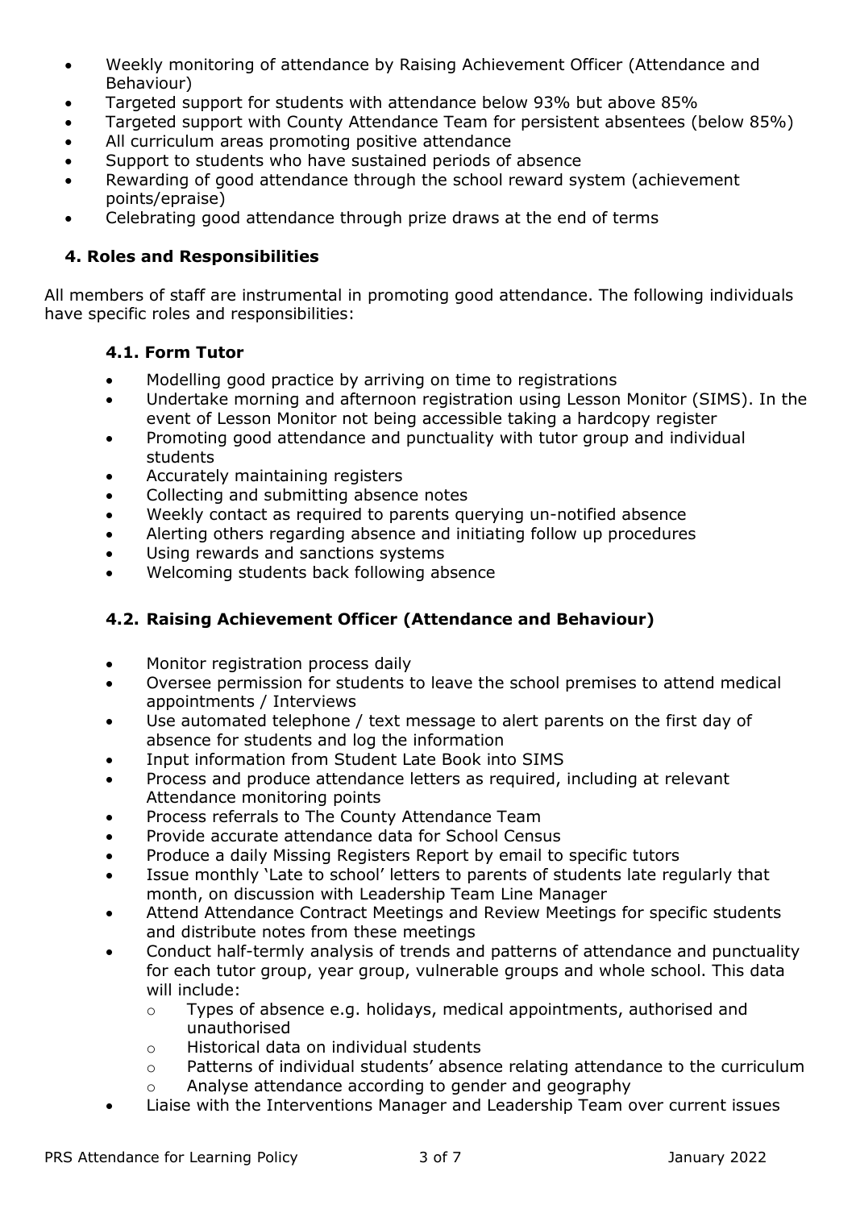- Weekly monitoring of attendance by Raising Achievement Officer (Attendance and Behaviour)
- Targeted support for students with attendance below 93% but above 85%
- Targeted support with County Attendance Team for persistent absentees (below 85%)
- All curriculum areas promoting positive attendance
- Support to students who have sustained periods of absence
- Rewarding of good attendance through the school reward system (achievement points/epraise)
- Celebrating good attendance through prize draws at the end of terms

## 4. Roles and Responsibilities

All members of staff are instrumental in promoting good attendance. The following individuals have specific roles and responsibilities:

### 4.1. Form Tutor

- Modelling good practice by arriving on time to registrations
- Undertake morning and afternoon registration using Lesson Monitor (SIMS). In the event of Lesson Monitor not being accessible taking a hardcopy register
- Promoting good attendance and punctuality with tutor group and individual students
- Accurately maintaining registers
- Collecting and submitting absence notes
- Weekly contact as required to parents querying un-notified absence
- Alerting others regarding absence and initiating follow up procedures
- Using rewards and sanctions systems
- Welcoming students back following absence

### 4.2. Raising Achievement Officer (Attendance and Behaviour)

- Monitor registration process daily
- Oversee permission for students to leave the school premises to attend medical appointments / Interviews
- Use automated telephone / text message to alert parents on the first day of absence for students and log the information
- Input information from Student Late Book into SIMS
- Process and produce attendance letters as required, including at relevant Attendance monitoring points
- Process referrals to The County Attendance Team
- Provide accurate attendance data for School Census
- Produce a daily Missing Registers Report by email to specific tutors
- Issue monthly 'Late to school' letters to parents of students late regularly that month, on discussion with Leadership Team Line Manager
- Attend Attendance Contract Meetings and Review Meetings for specific students and distribute notes from these meetings
- Conduct half-termly analysis of trends and patterns of attendance and punctuality for each tutor group, year group, vulnerable groups and whole school. This data will include:
    - Types of absence e.g. holidays, medical appointments, authorised and unauthorised
    - Historical data on individual students
    - Patterns of individual students' absence relating attendance to the curriculum
    - Analyse attendance according to gender and geography
- Liaise with the Interventions Manager and Leadership Team over current issues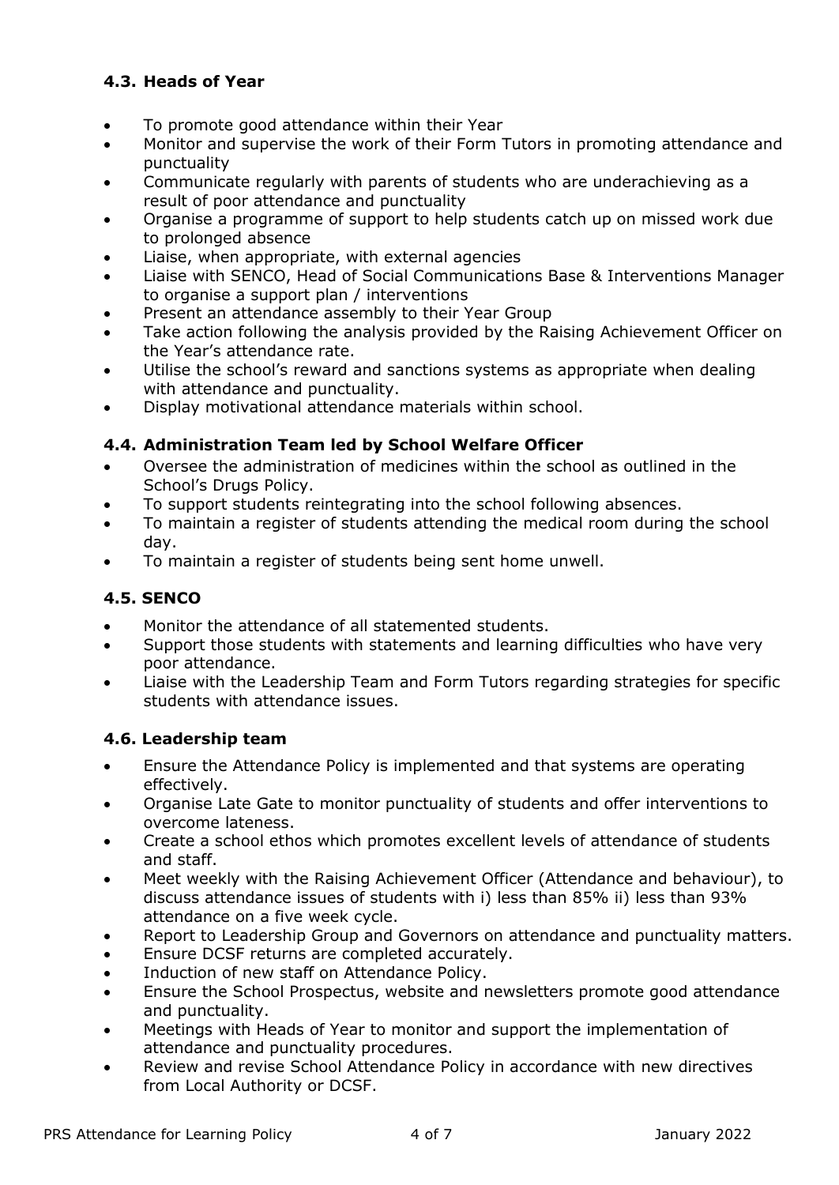### 4.3. Heads of Year

- To promote good attendance within their Year
- Monitor and supervise the work of their Form Tutors in promoting attendance and punctuality
- Communicate regularly with parents of students who are underachieving as a result of poor attendance and punctuality
- Organise a programme of support to help students catch up on missed work due to prolonged absence
- Liaise, when appropriate, with external agencies
- Liaise with SENCO, Head of Social Communications Base & Interventions Manager to organise a support plan / interventions
- Present an attendance assembly to their Year Group
- Take action following the analysis provided by the Raising Achievement Officer on the Year's attendance rate.
- Utilise the school's reward and sanctions systems as appropriate when dealing with attendance and punctuality.
- Display motivational attendance materials within school.

### 4.4. Administration Team led by School Welfare Officer

- Oversee the administration of medicines within the school as outlined in the School's Drugs Policy.
- To support students reintegrating into the school following absences.
- To maintain a register of students attending the medical room during the school day.
- To maintain a register of students being sent home unwell.

### 4.5. SENCO

- Monitor the attendance of all statemented students.
- Support those students with statements and learning difficulties who have very poor attendance.
- Liaise with the Leadership Team and Form Tutors regarding strategies for specific students with attendance issues.

### 4.6. Leadership team

- Ensure the Attendance Policy is implemented and that systems are operating effectively.
- Organise Late Gate to monitor punctuality of students and offer interventions to overcome lateness.
- Create a school ethos which promotes excellent levels of attendance of students and staff.
- Meet weekly with the Raising Achievement Officer (Attendance and behaviour), to discuss attendance issues of students with i) less than 85% ii) less than 93% attendance on a five week cycle.
- Report to Leadership Group and Governors on attendance and punctuality matters.
- Ensure DCSF returns are completed accurately.
- Induction of new staff on Attendance Policy.
- Ensure the School Prospectus, website and newsletters promote good attendance and punctuality.
- Meetings with Heads of Year to monitor and support the implementation of attendance and punctuality procedures.
- Review and revise School Attendance Policy in accordance with new directives from Local Authority or DCSF.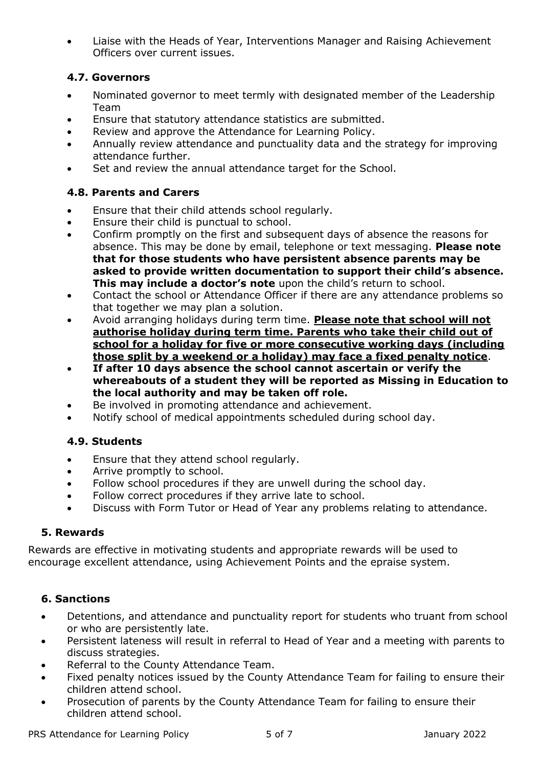- Liaise with the Heads of Year, Interventions Manager and Raising Achievement Officers over current issues.

### 4.7. Governors

- Nominated governor to meet termly with designated member of the Leadership Team
- Ensure that statutory attendance statistics are submitted.
- Review and approve the Attendance for Learning Policy.
- Annually review attendance and punctuality data and the strategy for improving attendance further.
- Set and review the annual attendance target for the School.

### 4.8. Parents and Carers

- Ensure that their child attends school regularly.
- Ensure their child is punctual to school.
- Confirm promptly on the first and subsequent days of absence the reasons for absence. This may be done by email, telephone or text messaging. **Please note that for those students who have persistent absence parents may be asked to provide written documentation to support their child's absence. This may include a doctor's note** upon the child's return to school.
- Contact the school or Attendance Officer if there are any attendance problems so that together we may plan a solution.
- Avoid arranging holidays during term time. <u>**Please note that school will not authorise holiday during term time. Parents who take their child out of school for a holiday for five or more consecutive working days (including those split by a weekend or a holiday) may face a fixed penalty notice**</u>.
- **If after 10 days absence the school cannot ascertain or verify the whereabouts of a student they will be reported as Missing in Education to the local authority and may be taken off role.**
- Be involved in promoting attendance and achievement.
- Notify school of medical appointments scheduled during school day.

### 4.9. Students

- Ensure that they attend school regularly.
- Arrive promptly to school.
- Follow school procedures if they are unwell during the school day.
- Follow correct procedures if they arrive late to school.
- Discuss with Form Tutor or Head of Year any problems relating to attendance.

## 5. Rewards

Rewards are effective in motivating students and appropriate rewards will be used to encourage excellent attendance, using Achievement Points and the epraise system.

## 6. Sanctions

- Detentions, and attendance and punctuality report for students who truant from school or who are persistently late.
- Persistent lateness will result in referral to Head of Year and a meeting with parents to discuss strategies.
- Referral to the County Attendance Team.
- Fixed penalty notices issued by the County Attendance Team for failing to ensure their children attend school.
- Prosecution of parents by the County Attendance Team for failing to ensure their children attend school.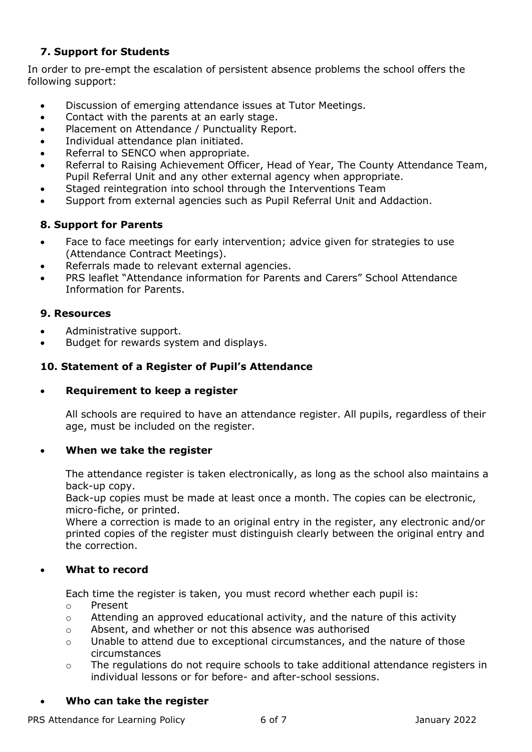### 7. Support for Students

In order to pre-empt the escalation of persistent absence problems the school offers the following support:

- Discussion of emerging attendance issues at Tutor Meetings.
- Contact with the parents at an early stage.
- Placement on Attendance / Punctuality Report.
- Individual attendance plan initiated.
- Referral to SENCO when appropriate.
- Referral to Raising Achievement Officer, Head of Year, The County Attendance Team, Pupil Referral Unit and any other external agency when appropriate.
- Staged reintegration into school through the Interventions Team
- Support from external agencies such as Pupil Referral Unit and Addaction.

### 8. Support for Parents

- Face to face meetings for early intervention; advice given for strategies to use (Attendance Contract Meetings).
- Referrals made to relevant external agencies.
- PRS leaflet "Attendance information for Parents and Carers" School Attendance Information for Parents.

### 9. Resources

- Administrative support.
- Budget for rewards system and displays.

### 10. Statement of a Register of Pupil's Attendance

- **Requirement to keep a register**

  All schools are required to have an attendance register. All pupils, regardless of their age, must be included on the register.

- **When we take the register**

  The attendance register is taken electronically, as long as the school also maintains a back-up copy.
  Back-up copies must be made at least once a month. The copies can be electronic, micro-fiche, or printed.
  Where a correction is made to an original entry in the register, any electronic and/or printed copies of the register must distinguish clearly between the original entry and the correction.

- **What to record**

  Each time the register is taken, you must record whether each pupil is:
  - Present
  - Attending an approved educational activity, and the nature of this activity
  - Absent, and whether or not this absence was authorised
  - Unable to attend due to exceptional circumstances, and the nature of those circumstances
  - The regulations do not require schools to take additional attendance registers in individual lessons or for before- and after-school sessions.

- **Who can take the register**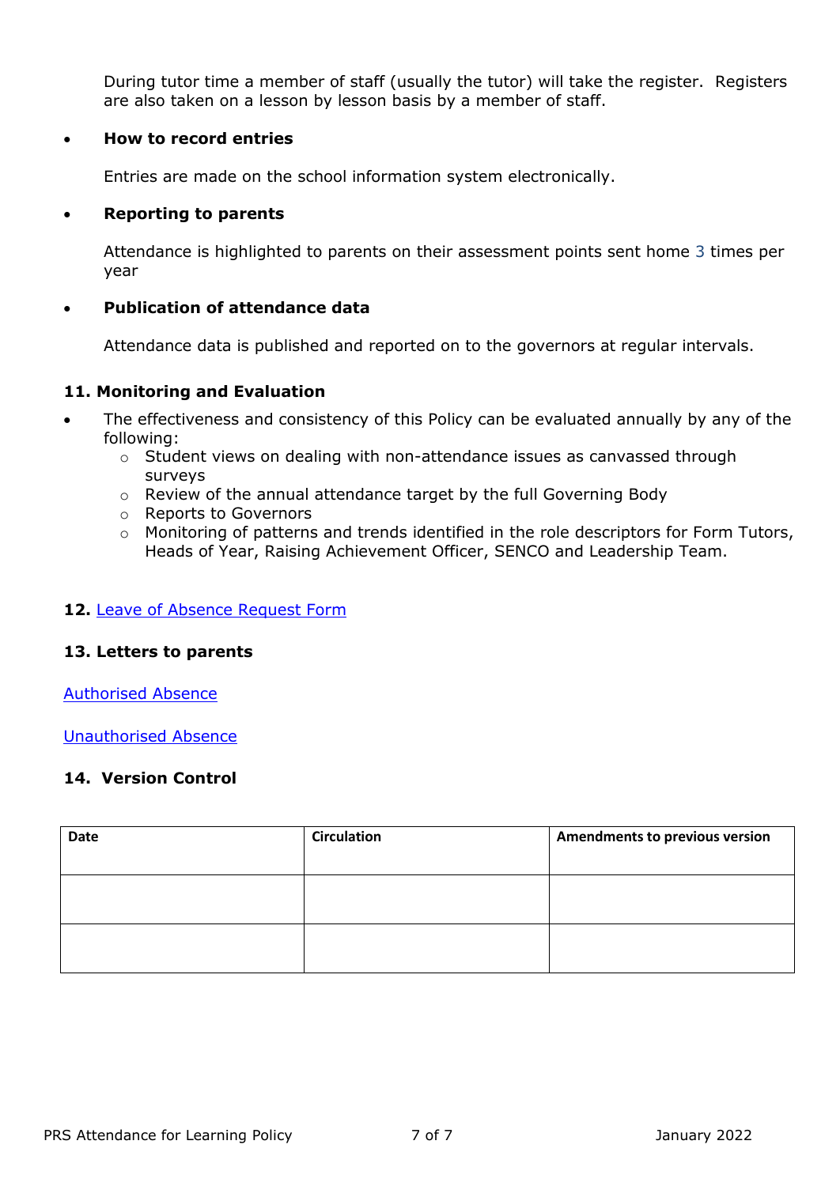During tutor time a member of staff (usually the tutor) will take the register. Registers are also taken on a lesson by lesson basis by a member of staff.

- **How to record entries**

  Entries are made on the school information system electronically.

- **Reporting to parents**

  Attendance is highlighted to parents on their assessment points sent home 3 times per year

- **Publication of attendance data**

  Attendance data is published and reported on to the governors at regular intervals.

## 11. Monitoring and Evaluation

- The effectiveness and consistency of this Policy can be evaluated annually by any of the following:
  - Student views on dealing with non-attendance issues as canvassed through surveys
  - Review of the annual attendance target by the full Governing Body
  - Reports to Governors
  - Monitoring of patterns and trends identified in the role descriptors for Form Tutors, Heads of Year, Raising Achievement Officer, SENCO and Leadership Team.

## 12. Leave of Absence Request Form

## 13. Letters to parents

Authorised Absence

Unauthorised Absence

## 14. Version Control

| Date | Circulation | Amendments to previous version |
|---|---|---|
| | | |
| | | |